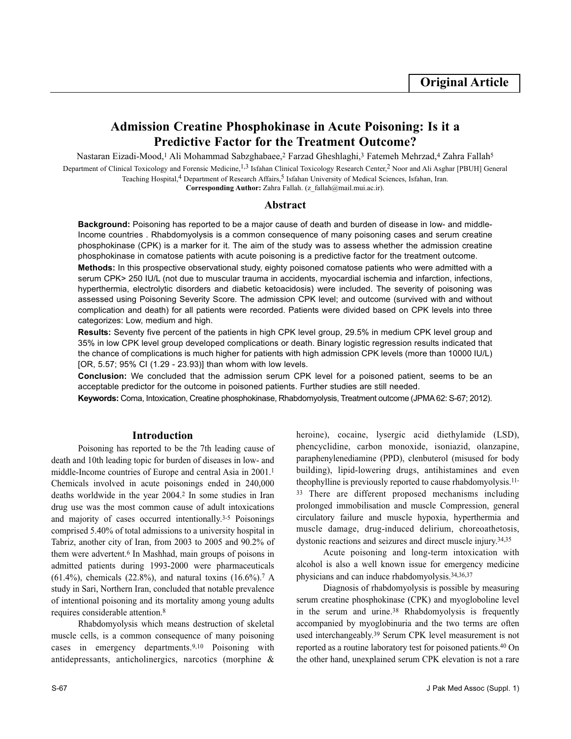Original Article

# Admission Creatine Phosphokinase in Acute Poisoning: Is it a Predictive Factor for the Treatment Outcome?

Nastaran Eizadi-Mood,[1] Ali Mohammad Sabzghabaee,[2] Farzad Gheshlaghi,[3] Fatemeh Mehrzad,[4] Zahra Fallah[5]

Department of Clinical Toxicology and Forensic Medicine,[1,3] Isfahan Clinical Toxicology Research Center,[2] Noor and Ali Asghar [PBUH] General Teaching Hospital,[4] Department of Research Affairs,[5] Isfahan University of Medical Sciences, Isfahan, Iran.

**Corresponding Author:** Zahra Fallah. (z_fallah@mail.mui.ac.ir).

## Abstract

**Background:** Poisoning has reported to be a major cause of death and burden of disease in low- and middle-Income countries . Rhabdomyolysis is a common consequence of many poisoning cases and serum creatine phosphokinase (CPK) is a marker for it. The aim of the study was to assess whether the admission creatine phosphokinase in comatose patients with acute poisoning is a predictive factor for the treatment outcome.

**Methods:** In this prospective observational study, eighty poisoned comatose patients who were admitted with a serum CPK> 250 IU/L (not due to muscular trauma in accidents, myocardial ischemia and infarction, infections, hyperthermia, electrolytic disorders and diabetic ketoacidosis) were included. The severity of poisoning was assessed using Poisoning Severity Score. The admission CPK level; and outcome (survived with and without complication and death) for all patients were recorded. Patients were divided based on CPK levels into three categorizes: Low, medium and high.

**Results:** Seventy five percent of the patients in high CPK level group, 29.5% in medium CPK level group and 35% in low CPK level group developed complications or death. Binary logistic regression results indicated that the chance of complications is much higher for patients with high admission CPK levels (more than 10000 IU/L) [OR, 5.57; 95% CI (1.29 - 23.93)] than whom with low levels.

**Conclusion:** We concluded that the admission serum CPK level for a poisoned patient, seems to be an acceptable predictor for the outcome in poisoned patients. Further studies are still needed.

**Keywords:** Coma, Intoxication, Creatine phosphokinase, Rhabdomyolysis, Treatment outcome (JPMA 62: S-67; 2012).

## Introduction

Poisoning has reported to be the 7th leading cause of death and 10th leading topic for burden of diseases in low- and middle-Income countries of Europe and central Asia in 2001.[1] Chemicals involved in acute poisonings ended in 240,000 deaths worldwide in the year 2004.[2] In some studies in Iran drug use was the most common cause of adult intoxications and majority of cases occurred intentionally.[3-5] Poisonings comprised 5.40% of total admissions to a university hospital in Tabriz, another city of Iran, from 2003 to 2005 and 90.2% of them were advertent.[6] In Mashhad, main groups of poisons in admitted patients during 1993-2000 were pharmaceuticals (61.4%), chemicals (22.8%), and natural toxins (16.6%).[7] A study in Sari, Northern Iran, concluded that notable prevalence of intentional poisoning and its mortality among young adults requires considerable attention.[8]

Rhabdomyolysis which means destruction of skeletal muscle cells, is a common consequence of many poisoning cases in emergency departments.[9,10] Poisoning with antidepressants, anticholinergics, narcotics (morphine & heroine), cocaine, lysergic acid diethylamide (LSD), phencyclidine, carbon monoxide, isoniazid, olanzapine, paraphenylenediamine (PPD), clenbuterol (misused for body building), lipid-lowering drugs, antihistamines and even theophylline is previously reported to cause rhabdomyolysis.[11-33] There are different proposed mechanisms including prolonged immobilisation and muscle Compression, general circulatory failure and muscle hypoxia, hyperthermia and muscle damage, drug-induced delirium, choreoathetosis, dystonic reactions and seizures and direct muscle injury.[34,35]

Acute poisoning and long-term intoxication with alcohol is also a well known issue for emergency medicine physicians and can induce rhabdomyolysis.[34,36,37]

Diagnosis of rhabdomyolysis is possible by measuring serum creatine phosphokinase (CPK) and myogloboline level in the serum and urine.[38] Rhabdomyolysis is frequently accompanied by myoglobinuria and the two terms are often used interchangeably.[39] Serum CPK level measurement is not reported as a routine laboratory test for poisoned patients.[40] On the other hand, unexplained serum CPK elevation is not a rare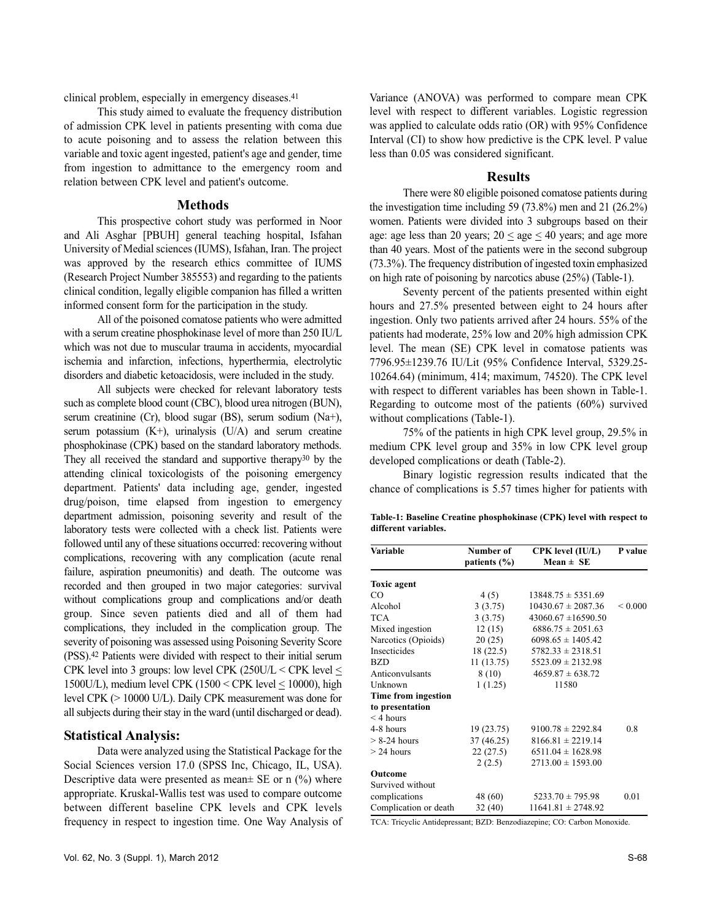clinical problem, especially in emergency diseases.[41]

This study aimed to evaluate the frequency distribution of admission CPK level in patients presenting with coma due to acute poisoning and to assess the relation between this variable and toxic agent ingested, patient's age and gender, time from ingestion to admittance to the emergency room and relation between CPK level and patient's outcome.

## Methods

This prospective cohort study was performed in Noor and Ali Asghar [PBUH] general teaching hospital, Isfahan University of Medial sciences (IUMS), Isfahan, Iran. The project was approved by the research ethics committee of IUMS (Research Project Number 385553) and regarding to the patients clinical condition, legally eligible companion has filled a written informed consent form for the participation in the study.

All of the poisoned comatose patients who were admitted with a serum creatine phosphokinase level of more than 250 IU/L which was not due to muscular trauma in accidents, myocardial ischemia and infarction, infections, hyperthermia, electrolytic disorders and diabetic ketoacidosis, were included in the study.

All subjects were checked for relevant laboratory tests such as complete blood count (CBC), blood urea nitrogen (BUN), serum creatinine (Cr), blood sugar (BS), serum sodium ($Na^+$), serum potassium ($K^+$), urinalysis (U/A) and serum creatine phosphokinase (CPK) based on the standard laboratory methods. They all received the standard and supportive therapy[30] by the attending clinical toxicologists of the poisoning emergency department. Patients' data including age, gender, ingested drug/poison, time elapsed from ingestion to emergency department admission, poisoning severity and result of the laboratory tests were collected with a check list. Patients were followed until any of these situations occurred: recovering without complications, recovering with any complication (acute renal failure, aspiration pneumonitis) and death. The outcome was recorded and then grouped in two major categories: survival without complications group and complications and/or death group. Since seven patients died and all of them had complications, they included in the complication group. The severity of poisoning was assessed using Poisoning Severity Score (PSS).[42] Patients were divided with respect to their initial serum CPK level into 3 groups: low level CPK (250U/L < CPK level ≤ 1500U/L), medium level CPK (1500 < CPK level ≤ 10000), high level CPK (> 10000 U/L). Daily CPK measurement was done for all subjects during their stay in the ward (until discharged or dead).

## Statistical Analysis:

Data were analyzed using the Statistical Package for the Social Sciences version 17.0 (SPSS Inc, Chicago, IL, USA). Descriptive data were presented as mean± SE or n (%) where appropriate. Kruskal-Wallis test was used to compare outcome between different baseline CPK levels and CPK levels frequency in respect to ingestion time. One Way Analysis of Variance (ANOVA) was performed to compare mean CPK level with respect to different variables. Logistic regression was applied to calculate odds ratio (OR) with 95% Confidence Interval (CI) to show how predictive is the CPK level. P value less than 0.05 was considered significant.

## Results

There were 80 eligible poisoned comatose patients during the investigation time including 59 (73.8%) men and 21 (26.2%) women. Patients were divided into 3 subgroups based on their age: age less than 20 years; 20 ≤ age ≤ 40 years; and age more than 40 years. Most of the patients were in the second subgroup (73.3%). The frequency distribution of ingested toxin emphasized on high rate of poisoning by narcotics abuse (25%) (Table-1).

Seventy percent of the patients presented within eight hours and 27.5% presented between eight to 24 hours after ingestion. Only two patients arrived after 24 hours. 55% of the patients had moderate, 25% low and 20% high admission CPK level. The mean (SE) CPK level in comatose patients was 7796.95±1239.76 IU/Lit (95% Confidence Interval, 5329.25-10264.64) (minimum, 414; maximum, 74520). The CPK level with respect to different variables has been shown in Table-1. Regarding to outcome most of the patients (60%) survived without complications (Table-1).

75% of the patients in high CPK level group, 29.5% in medium CPK level group and 35% in low CPK level group developed complications or death (Table-2).

Binary logistic regression results indicated that the chance of complications is 5.57 times higher for patients with

**Table-1: Baseline Creatine phosphokinase (CPK) level with respect to different variables.**

| Variable | Number of patients (%) | CPK level (IU/L) Mean ± SE | P value |
|---|---|---|---|
| **Toxic agent** | | | |
| CO | 4 (5) | 13848.75 ± 5351.69 | < 0.000 |
| Alcohol | 3 (3.75) | 10430.67 ± 2087.36 | |
| TCA | 3 (3.75) | 43060.67 ±16590.50 | |
| Mixed ingestion | 12 (15) | 6886.75 ± 2051.63 | |
| Narcotics (Opioids) | 20 (25) | 6098.65 ± 1405.42 | |
| Insecticides | 18 (22.5) | 5782.33 ± 2318.51 | |
| BZD | 11 (13.75) | 5523.09 ± 2132.98 | |
| Anticonvulsants | 8 (10) | 4659.87 ± 638.72 | |
| Unknown | 1 (1.25) | 11580 | |
| **Time from ingestion to presentation** | | | |
| < 4 hours | | | |
| 4-8 hours | 19 (23.75) | 9100.78 ± 2292.84 | 0.8 |
| > 8-24 hours | 37 (46.25) | 8166.81 ± 2219.14 | |
| > 24 hours | 22 (27.5) | 6511.04 ± 1628.98 | |
| | 2 (2.5) | 2713.00 ± 1593.00 | |
| **Outcome** | | | |
| Survived without complications | 48 (60) | 5233.70 ± 795.98 | 0.01 |
| Complication or death | 32 (40) | 11641.81 ± 2748.92 | |

TCA: Tricyclic Antidepressant; BZD: Benzodiazepine; CO: Carbon Monoxide.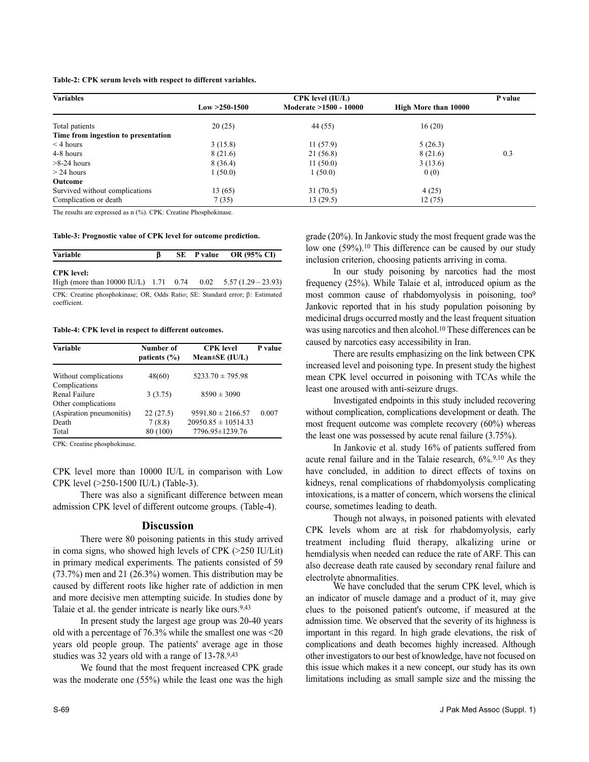**Table-2: CPK serum levels with respect to different variables.**

| Variables | CPK level (IU/L) | | | P value |
|---|---|---|---|---|
| | Low >250-1500 | Moderate >1500 - 10000 | High More than 10000 | |
| Total patients | 20 (25) | 44 (55) | 16 (20) | |
| **Time from ingestion to presentation** | | | | |
| < 4 hours | 3 (15.8) | 11 (57.9) | 5 (26.3) | |
| 4-8 hours | 8 (21.6) | 21 (56.8) | 8 (21.6) | 0.3 |
| >8-24 hours | 8 (36.4) | 11 (50.0) | 3 (13.6) | |
| > 24 hours | 1 (50.0) | 1 (50.0) | 0 (0) | |
| **Outcome** | | | | |
| Survived without complications | 13 (65) | 31 (70.5) | 4 (25) | |
| Complication or death | 7 (35) | 13 (29.5) | 12 (75) | |

The results are expressed as n (%). CPK: Creatine Phosphokinase.

**Table-3: Prognostic value of CPK level for outcome prediction.**

| Variable | β | SE | P value | OR (95% CI) |
|---|---|---|---|---|
| **CPK level:** | | | | |
| High (more than 10000 IU/L) | 1.71 | 0.74 | 0.02 | 5.57 (1.29 – 23.93) |

CPK: Creatine phosphokinase; OR, Odds Ratio; SE: Standard error; β: Estimated coefficient.

**Table-4: CPK level in respect to different outcomes.**

| Variable | Number of patients (%) | CPK level Mean±SE (IU/L) | P value |
|---|---|---|---|
| Without complications | 48(60) | 5233.70 ± 795.98 | |
| Complications | | | |
| Renal Failure | 3 (3.75) | 8590 ± 3090 | |
| Other complications | | | |
| (Aspiration pneumonitis) | 22 (27.5) | 9591.80 ± 2166.57 | 0.007 |
| Death | 7 (8.8) | 20950.85 ± 10514.33 | |
| Total | 80 (100) | 7796.95±1239.76 | |

CPK: Creatine phosphokinase.

CPK level more than 10000 IU/L in comparison with Low CPK level (>250-1500 IU/L) (Table-3).

There was also a significant difference between mean admission CPK level of different outcome groups. (Table-4).

## Discussion

There were 80 poisoning patients in this study arrived in coma signs, who showed high levels of CPK (>250 IU/Lit) in primary medical experiments. The patients consisted of 59 (73.7%) men and 21 (26.3%) women. This distribution may be caused by different roots like higher rate of addiction in men and more decisive men attempting suicide. In studies done by Talaie et al. the gender intricate is nearly like ours.[9,43]

In present study the largest age group was 20-40 years old with a percentage of 76.3% while the smallest one was <20 years old people group. The patients' average age in those studies was 32 years old with a range of 13-78.[9,43]

We found that the most frequent increased CPK grade was the moderate one (55%) while the least one was the high grade (20%). In Jankovic study the most frequent grade was the low one (59%).[10] This difference can be caused by our study inclusion criterion, choosing patients arriving in coma.

In our study poisoning by narcotics had the most frequency (25%). While Talaie et al, introduced opium as the most common cause of rhabdomyolysis in poisoning, too[9] Jankovic reported that in his study population poisoning by medicinal drugs occurred mostly and the least frequent situation was using narcotics and then alcohol.[10] These differences can be caused by narcotics easy accessibility in Iran.

There are results emphasizing on the link between CPK increased level and poisoning type. In present study the highest mean CPK level occurred in poisoning with TCAs while the least one aroused with anti-seizure drugs.

Investigated endpoints in this study included recovering without complication, complications development or death. The most frequent outcome was complete recovery (60%) whereas the least one was possessed by acute renal failure (3.75%).

In Jankovic et al. study 16% of patients suffered from acute renal failure and in the Talaie research, 6%.[9,10] As they have concluded, in addition to direct effects of toxins on kidneys, renal complications of rhabdomyolysis complicating intoxications, is a matter of concern, which worsens the clinical course, sometimes leading to death.

Though not always, in poisoned patients with elevated CPK levels whom are at risk for rhabdomyolysis, early treatment including fluid therapy, alkalizing urine or hemdialysis when needed can reduce the rate of ARF. This can also decrease death rate caused by secondary renal failure and electrolyte abnormalities.

We have concluded that the serum CPK level, which is an indicator of muscle damage and a product of it, may give clues to the poisoned patient's outcome, if measured at the admission time. We observed that the severity of its highness is important in this regard. In high grade elevations, the risk of complications and death becomes highly increased. Although other investigators to our best of knowledge, have not focused on this issue which makes it a new concept, our study has its own limitations including as small sample size and the missing the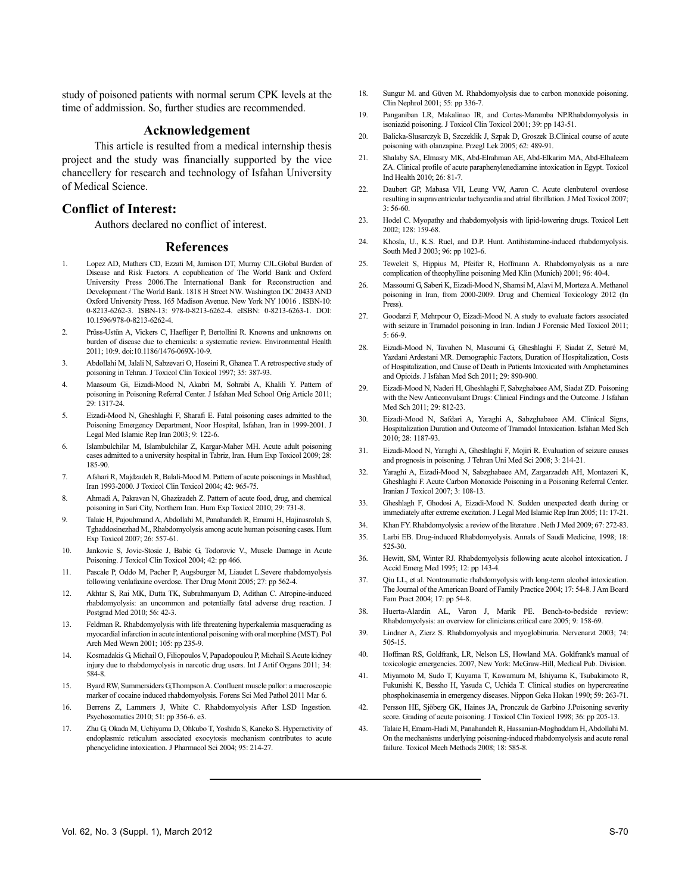study of poisoned patients with normal serum CPK levels at the time of addmission. So, further studies are recommended.

## Acknowledgement

This article is resulted from a medical internship thesis project and the study was financially supported by the vice chancellery for research and technology of Isfahan University of Medical Science.

## Conflict of Interest:

Authors declared no conflict of interest.

## References

1. Lopez AD, Mathers CD, Ezzati M, Jamison DT, Murray CJL.Global Burden of Disease and Risk Factors. A copublication of The World Bank and Oxford University Press 2006.The International Bank for Reconstruction and Development / The World Bank. 1818 H Street NW. Washington DC 20433 AND Oxford University Press. 165 Madison Avenue. New York NY 10016 . ISBN-10: 0-8213-6262-3. ISBN-13: 978-0-8213-6262-4. eISBN: 0-8213-6263-1. DOI: 10.1596/978-0-8213-6262-4.
2. Prüss-Ustün A, Vickers C, Haefliger P, Bertollini R. Knowns and unknowns on burden of disease due to chemicals: a systematic review. Environmental Health 2011; 10:9. doi:10.1186/1476-069X-10-9.
3. Abdollahi M, Jalali N, Sabzevari O, Hoseini R, Ghanea T. A retrospective study of poisoning in Tehran. J Toxicol Clin Toxicol 1997; 35: 387-93.
4. Maasoum Gi, Eizadi-Mood N, Akabri M, Sohrabi A, Khalili Y. Pattern of poisoning in Poisoning Referral Center. J Isfahan Med School Orig Article 2011; 29: 1317-24.
5. Eizadi-Mood N, Gheshlaghi F, Sharafi E. Fatal poisoning cases admitted to the Poisoning Emergency Department, Noor Hospital, Isfahan, Iran in 1999-2001. J Legal Med Islamic Rep Iran 2003; 9: 122-6.
6. Islambulchilar M, Islambulchilar Z, Kargar-Maher MH. Acute adult poisoning cases admitted to a university hospital in Tabriz, Iran. Hum Exp Toxicol 2009; 28: 185-90.
7. Afshari R, Majdzadeh R, Balali-Mood M. Pattern of acute poisonings in Mashhad, Iran 1993-2000. J Toxicol Clin Toxicol 2004; 42: 965-75.
8. Ahmadi A, Pakravan N, Ghazizadeh Z. Pattern of acute food, drug, and chemical poisoning in Sari City, Northern Iran. Hum Exp Toxicol 2010; 29: 731-8.
9. Talaie H, Pajouhmand A, Abdollahi M, Panahandeh R, Emami H, Hajinasrolah S, Tghaddosinezhad M., Rhabdomyolysis among acute human poisoning cases. Hum Exp Toxicol 2007; 26: 557-61.
10. Jankovic S, Jovic-Stosic J, Babic G, Todorovic V., Muscle Damage in Acute Poisoning. J Toxicol Clin Toxicol 2004; 42: pp 466.
11. Pascale P, Oddo M, Pacher P, Augsburger M, Liaudet L.Severe rhabdomyolysis following venlafaxine overdose. Ther Drug Monit 2005; 27: pp 562-4.
12. Akhtar S, Rai MK, Dutta TK, Subrahmanyam D, Adithan C. Atropine-induced rhabdomyolysis: an uncommon and potentially fatal adverse drug reaction. J Postgrad Med 2010; 56: 42-3.
13. Feldman R. Rhabdomyolysis with life threatening hyperkalemia masquerading as myocardial infarction in acute intentional poisoning with oral morphine (MST). Pol Arch Med Wewn 2001; 105: pp 235-9.
14. Kosmadakis G, Michail O, Filiopoulos V, Papadopoulou P, Michail S.Acute kidney injury due to rhabdomyolysis in narcotic drug users. Int J Artif Organs 2011; 34: 584-8.
15. Byard RW, Summersiders G,Thompson A. Confluent muscle pallor: a macroscopic marker of cocaine induced rhabdomyolysis. Forens Sci Med Pathol 2011 Mar 6.
16. Berrens Z, Lammers J, White C. Rhabdomyolysis After LSD Ingestion. Psychosomatics 2010; 51: pp 356-6. e3.
17. Zhu G, Okada M, Uchiyama D, Ohkubo T, Yoshida S, Kaneko S. Hyperactivity of endoplasmic reticulum associated exocytosis mechanism contributes to acute phencyclidine intoxication. J Pharmacol Sci 2004; 95: 214-27.
18. Sungur M. and Güven M. Rhabdomyolysis due to carbon monoxide poisoning. Clin Nephrol 2001; 55: pp 336-7.
19. Panganiban LR, Makalinao IR, and Cortes-Maramba NP.Rhabdomyolysis in isoniazid poisoning. J Toxicol Clin Toxicol 2001; 39: pp 143-51.
20. Balicka-Slusarczyk B, Szczeklik J, Szpak D, Groszek B.Clinical course of acute poisoning with olanzapine. Przegl Lek 2005; 62: 489-91.
21. Shalaby SA, Elmasry MK, Abd-Elrahman AE, Abd-Elkarim MA, Abd-Elhaleem ZA. Clinical profile of acute paraphenylenediamine intoxication in Egypt. Toxicol Ind Health 2010; 26: 81-7.
22. Daubert GP, Mabasa VH, Leung VW, Aaron C. Acute clenbuterol overdose resulting in supraventricular tachycardia and atrial fibrillation. J Med Toxicol 2007; 3: 56-60.
23. Hodel C. Myopathy and rhabdomyolysis with lipid-lowering drugs. Toxicol Lett 2002; 128: 159-68.
24. Khosla, U., K.S. Ruel, and D.P. Hunt. Antihistamine-induced rhabdomyolysis. South Med J 2003; 96: pp 1023-6.
25. Teweleit S, Hippius M, Pfeifer R, Hoffmann A. Rhabdomyolysis as a rare complication of theophylline poisoning Med Klin (Munich) 2001; 96: 40-4.
26. Massoumi G, Saberi K, Eizadi-Mood N, Shamsi M, Alavi M, Morteza A. Methanol poisoning in Iran, from 2000-2009. Drug and Chemical Toxicology 2012 (In Press).
27. Goodarzi F, Mehrpour O, Eizadi-Mood N. A study to evaluate factors associated with seizure in Tramadol poisoning in Iran. Indian J Forensic Med Toxicol 2011; 5: 66-9.
28. Eizadi-Mood N, Tavahen N, Masoumi G, Gheshlaghi F, Siadat Z, Setaré M, Yazdani Ardestani MR. Demographic Factors, Duration of Hospitalization, Costs of Hospitalization, and Cause of Death in Patients Intoxicated with Amphetamines and Opioids. J Isfahan Med Sch 2011; 29: 890-900.
29. Eizadi-Mood N, Naderi H, Gheshlaghi F, Sabzghabaee AM, Siadat ZD. Poisoning with the New Anticonvulsant Drugs: Clinical Findings and the Outcome. J Isfahan Med Sch 2011; 29: 812-23.
30. Eizadi-Mood N, Safdari A, Yaraghi A, Sabzghabaee AM. Clinical Signs, Hospitalization Duration and Outcome of Tramadol Intoxication. Isfahan Med Sch 2010; 28: 1187-93.
31. Eizadi-Mood N, Yaraghi A, Gheshlaghi F, Mojiri R. Evaluation of seizure causes and prognosis in poisoning. J Tehran Uni Med Sci 2008; 3: 214-21.
32. Yaraghi A, Eizadi-Mood N, Sabzghabaee AM, Zargarzadeh AH, Montazeri K, Gheshlaghi F. Acute Carbon Monoxide Poisoning in a Poisoning Referral Center. Iranian J Toxicol 2007; 3: 108-13.
33. Gheshlagh F, Ghodosi A, Eizadi-Mood N. Sudden unexpected death during or immediately after extreme excitation. J Legal Med Islamic Rep Iran 2005; 11: 17-21.
34. Khan FY. Rhabdomyolysis: a review of the literature . Neth J Med 2009; 67: 272-83.
35. Larbi EB. Drug-induced Rhabdomyolysis. Annals of Saudi Medicine, 1998; 18: 525-30.
36. Hewitt, SM, Winter RJ. Rhabdomyolysis following acute alcohol intoxication. J Accid Emerg Med 1995; 12: pp 143-4.
37. Qiu LL, et al. Nontraumatic rhabdomyolysis with long-term alcohol intoxication. The Journal of the American Board of Family Practice 2004; 17: 54-8. J Am Board Fam Pract 2004; 17: pp 54-8.
38. Huerta-Alardin AL, Varon J, Marik PE. Bench-to-bedside review: Rhabdomyolysis: an overview for clinicians.critical care 2005; 9: 158-69.
39. Lindner A, Zierz S. Rhabdomyolysis and myoglobinuria. Nervenarzt 2003; 74: 505-15.
40. Hoffman RS, Goldfrank, LR, Nelson LS, Howland MA. Goldfrank's manual of toxicologic emergencies. 2007, New York: McGraw-Hill, Medical Pub. Division.
41. Miyamoto M, Sudo T, Kuyama T, Kawamura M, Ishiyama K, Tsubakimoto R, Fukunishi K, Bessho H, Yasuda C, Uchida T. Clinical studies on hypercreatine phosphokinasemia in emergency diseases. Nippon Geka Hokan 1990; 59: 263-71.
42. Persson HE, Sjöberg GK, Haines JA, Pronczuk de Garbino J.Poisoning severity score. Grading of acute poisoning. J Toxicol Clin Toxicol 1998; 36: pp 205-13.
43. Talaie H, Emam-Hadi M, Panahandeh R, Hassanian-Moghaddam H, Abdollahi M. On the mechanisms underlying poisoning-induced rhabdomyolysis and acute renal failure. Toxicol Mech Methods 2008; 18: 585-8.